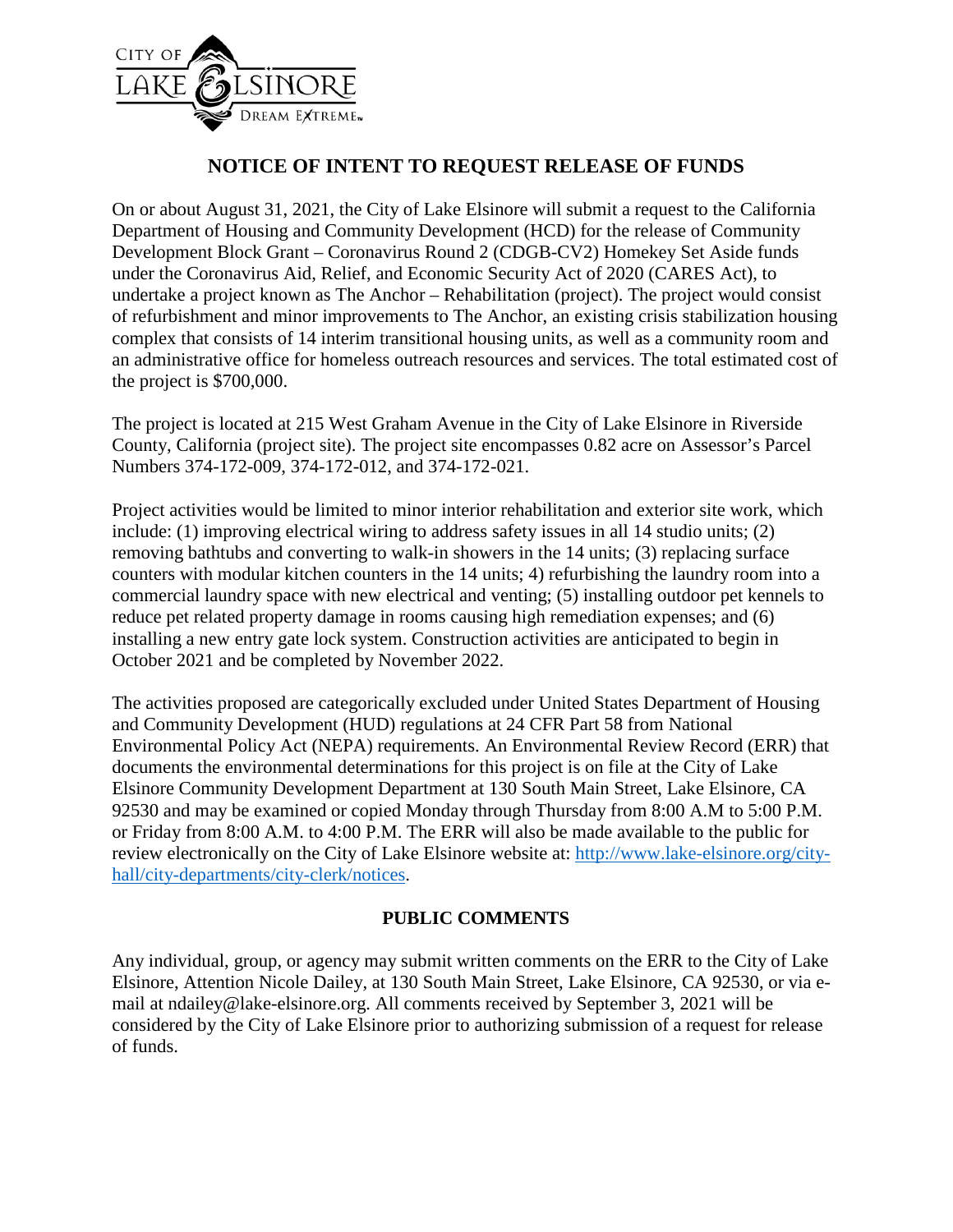# NOTICE OF INTENT TO REQUEST RELEASE OF FUNDS

On or about August 31, 2021, the City of Lake Elsinore will submit a request to the California Department of Housing and Community Development (HCD) for the release of Community Development Block Grant – Coronavirus Round 2 (CDGB-CV2) Homekey Set Aside funds under the Coronavirus Aid, Relief, and Economic Security Act of 2020 (CARES Act), to undertake a project known as The Anchor – Rehabilitation (project). The project would consist of refurbishment and minor improvements to The Anchor, an existing crisis stabilization housing complex that consists of 14 interim transitional housing units, as well as a community room and an administrative office for homeless outreach resources and services. The total estimated cost of the project is $700,000.

The project is located at 215 West Graham Avenue in the City of Lake Elsinore in Riverside County, California (project site). The project site encompasses 0.82 acre on Assessor's Parcel Numbers 374-172-009, 374-172-012, and 374-172-021.

Project activities would be limited to minor interior rehabilitation and exterior site work, which include: (1) improving electrical wiring to address safety issues in all 14 studio units; (2) removing bathtubs and converting to walk-in showers in the 14 units; (3) replacing surface counters with modular kitchen counters in the 14 units; 4) refurbishing the laundry room into a commercial laundry space with new electrical and venting; (5) installing outdoor pet kennels to reduce pet related property damage in rooms causing high remediation expenses; and (6) installing a new entry gate lock system. Construction activities are anticipated to begin in October 2021 and be completed by November 2022.

The activities proposed are categorically excluded under United States Department of Housing and Community Development (HUD) regulations at 24 CFR Part 58 from National Environmental Policy Act (NEPA) requirements. An Environmental Review Record (ERR) that documents the environmental determinations for this project is on file at the City of Lake Elsinore Community Development Department at 130 South Main Street, Lake Elsinore, CA 92530 and may be examined or copied Monday through Thursday from 8:00 A.M to 5:00 P.M. or Friday from 8:00 A.M. to 4:00 P.M. The ERR will also be made available to the public for review electronically on the City of Lake Elsinore website at: http://www.lake-elsinore.org/city-hall/city-departments/city-clerk/notices.

## PUBLIC COMMENTS

Any individual, group, or agency may submit written comments on the ERR to the City of Lake Elsinore, Attention Nicole Dailey, at 130 South Main Street, Lake Elsinore, CA 92530, or via e-mail at ndailey@lake-elsinore.org. All comments received by September 3, 2021 will be considered by the City of Lake Elsinore prior to authorizing submission of a request for release of funds.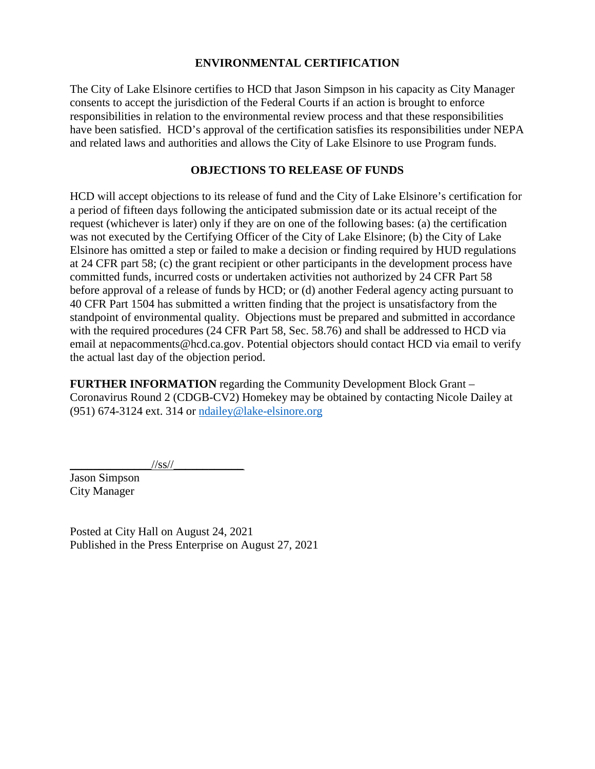## ENVIRONMENTAL CERTIFICATION

The City of Lake Elsinore certifies to HCD that Jason Simpson in his capacity as City Manager consents to accept the jurisdiction of the Federal Courts if an action is brought to enforce responsibilities in relation to the environmental review process and that these responsibilities have been satisfied. HCD's approval of the certification satisfies its responsibilities under NEPA and related laws and authorities and allows the City of Lake Elsinore to use Program funds.

## OBJECTIONS TO RELEASE OF FUNDS

HCD will accept objections to its release of fund and the City of Lake Elsinore's certification for a period of fifteen days following the anticipated submission date or its actual receipt of the request (whichever is later) only if they are on one of the following bases: (a) the certification was not executed by the Certifying Officer of the City of Lake Elsinore; (b) the City of Lake Elsinore has omitted a step or failed to make a decision or finding required by HUD regulations at 24 CFR part 58; (c) the grant recipient or other participants in the development process have committed funds, incurred costs or undertaken activities not authorized by 24 CFR Part 58 before approval of a release of funds by HCD; or (d) another Federal agency acting pursuant to 40 CFR Part 1504 has submitted a written finding that the project is unsatisfactory from the standpoint of environmental quality. Objections must be prepared and submitted in accordance with the required procedures (24 CFR Part 58, Sec. 58.76) and shall be addressed to HCD via email at nepacomments@hcd.ca.gov. Potential objectors should contact HCD via email to verify the actual last day of the objection period.

**FURTHER INFORMATION** regarding the Community Development Block Grant – Coronavirus Round 2 (CDGB-CV2) Homekey may be obtained by contacting Nicole Dailey at (951) 674-3124 ext. 314 or ndailey@lake-elsinore.org

______________//ss//_____________

Jason Simpson
City Manager

Posted at City Hall on August 24, 2021
Published in the Press Enterprise on August 27, 2021